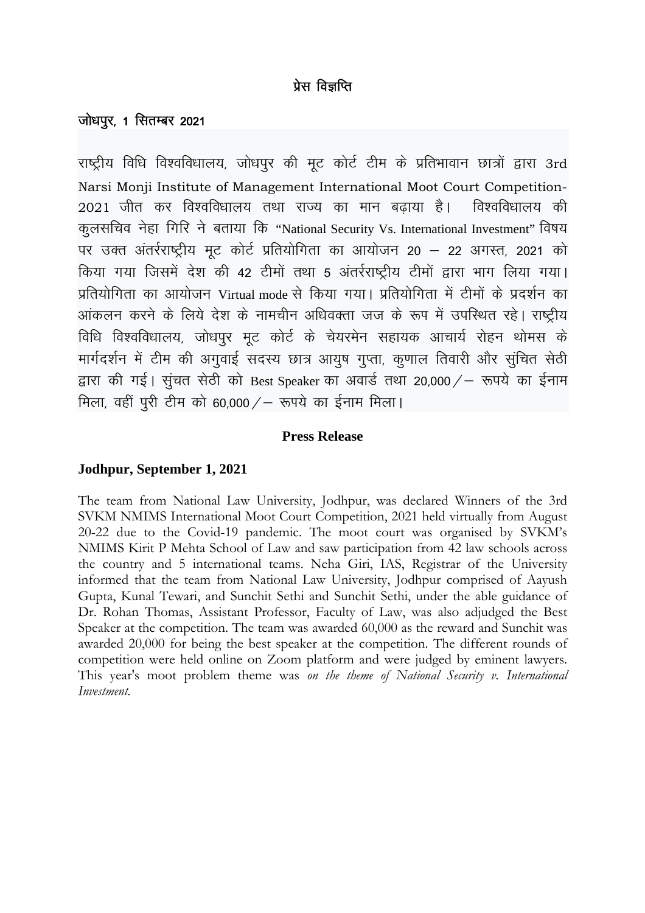# प्रेस विज्ञप्ति

**जोधपुर, 1 सितम्बर 2021**

राष्ट्रीय विधि विश्वविधालय, जोधपुर की मूट कोर्ट टीम के प्रतिभावान छात्रों द्वारा 3rd Narsi Monji Institute of Management International Moot Court Competition-2021 जीत कर विश्वविधालय तथा राज्य का मान बढ़ाया है। विश्वविधालय की कुलसचिव नेहा गिरि ने बताया कि "National Security Vs. International Investment" विषय पर उक्त अंतर्राष्ट्रीय मूट कोर्ट प्रतियोगिता का आयोजन 20 – 22 अगस्त, 2021 को किया गया जिसमें देश की 42 टीमों तथा 5 अंतर्राष्ट्रीय टीमों द्वारा भाग लिया गया। प्रतियोगिता का आयोजन Virtual mode से किया गया। प्रतियोगिता में टीमों के प्रदर्शन का आंकलन करने के लिये देश के नामचीन अधिवक्ता जज के रूप में उपस्थित रहे। राष्ट्रीय विधि विश्वविधालय, जोधपुर मूट कोर्ट के चेयरमेन सहायक आचार्य रोहन थोमस के मार्गदर्शन में टीम की अगुवाई सदस्य छात्र आयुष गुप्ता, कुणाल तिवारी और सुंचित सेठी द्वारा की गई। सुंचत सेठी को Best Speaker का अवार्ड तथा 20,000/– रूपये का ईनाम मिला, वहीं पुरी टीम को 60,000/– रूपये का ईनाम मिला।

# Press Release

**Jodhpur, September 1, 2021**

The team from National Law University, Jodhpur, was declared Winners of the 3rd SVKM NMIMS International Moot Court Competition, 2021 held virtually from August 20-22 due to the Covid-19 pandemic. The moot court was organised by SVKM's NMIMS Kirit P Mehta School of Law and saw participation from 42 law schools across the country and 5 international teams. Neha Giri, IAS, Registrar of the University informed that the team from National Law University, Jodhpur comprised of Aayush Gupta, Kunal Tewari, and Sunchit Sethi and Sunchit Sethi, under the able guidance of Dr. Rohan Thomas, Assistant Professor, Faculty of Law, was also adjudged the Best Speaker at the competition. The team was awarded 60,000 as the reward and Sunchit was awarded 20,000 for being the best speaker at the competition. The different rounds of competition were held online on Zoom platform and were judged by eminent lawyers. This year's moot problem theme was *on the theme of National Security v. International Investment.*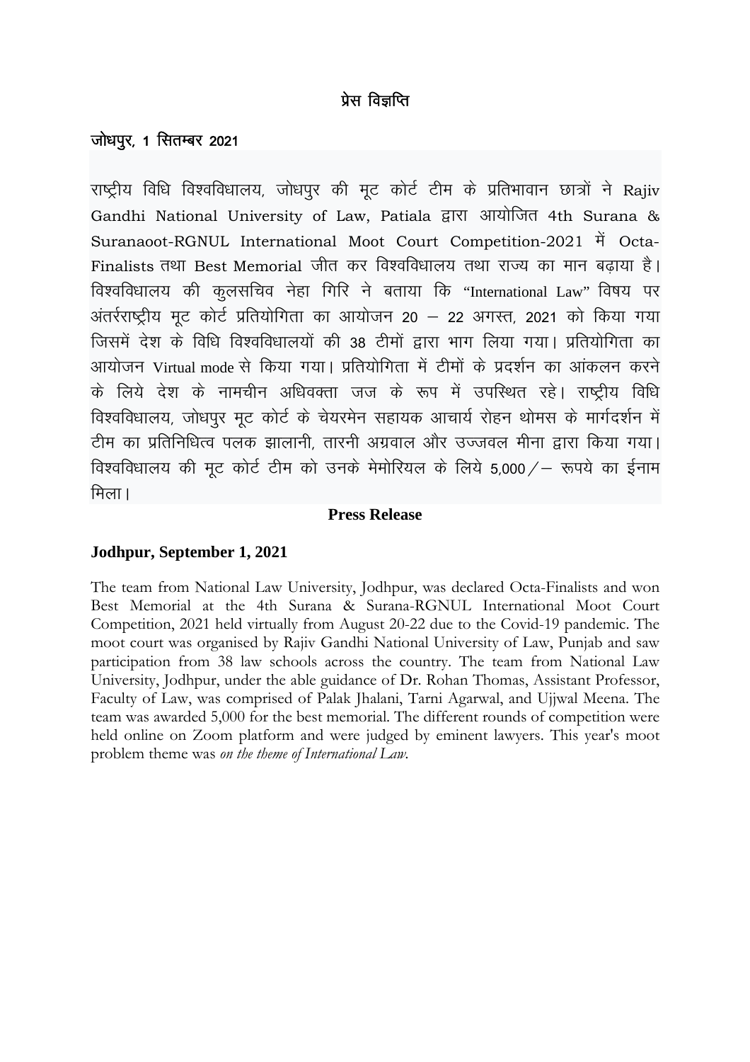# प्रेस विज्ञप्ति

**जोधपुर, 1 सितम्बर 2021**

राष्ट्रीय विधि विश्वविधालय, जोधपुर की मूट कोर्ट टीम के प्रतिभावान छात्रों ने Rajiv Gandhi National University of Law, Patiala द्वारा आयोजित 4th Surana & Suranaoot-RGNUL International Moot Court Competition-2021 में Octa-Finalists तथा Best Memorial जीत कर विश्वविधालय तथा राज्य का मान बढ़ाया है। विश्वविधालय की कुलसचिव नेहा गिरि ने बताया कि "International Law" विषय पर अंतर्रराष्ट्रीय मूट कोर्ट प्रतियोगिता का आयोजन 20 – 22 अगस्त, 2021 को किया गया जिसमें देश के विधि विश्वविधालयों की 38 टीमों द्वारा भाग लिया गया। प्रतियोगिता का आयोजन Virtual mode से किया गया। प्रतियोगिता में टीमों के प्रदर्शन का आंकलन करने के लिये देश के नामचीन अधिवक्ता जज के रूप में उपस्थित रहे। राष्ट्रीय विधि विश्वविधालय, जोधपुर मूट कोर्ट के चेयरमेन सहायक आचार्य रोहन थोमस के मार्गदर्शन में टीम का प्रतिनिधित्व पलक झालानी, तारनी अग्रवाल और उज्जवल मीना द्वारा किया गया। विश्वविधालय की मूट कोर्ट टीम को उनके मेमोरियल के लिये 5,000/– रूपये का ईनाम मिला।

# Press Release

**Jodhpur, September 1, 2021**

The team from National Law University, Jodhpur, was declared Octa-Finalists and won Best Memorial at the 4th Surana & Surana-RGNUL International Moot Court Competition, 2021 held virtually from August 20-22 due to the Covid-19 pandemic. The moot court was organised by Rajiv Gandhi National University of Law, Punjab and saw participation from 38 law schools across the country. The team from National Law University, Jodhpur, under the able guidance of Dr. Rohan Thomas, Assistant Professor, Faculty of Law, was comprised of Palak Jhalani, Tarni Agarwal, and Ujjwal Meena. The team was awarded 5,000 for the best memorial. The different rounds of competition were held online on Zoom platform and were judged by eminent lawyers. This year's moot problem theme was *on the theme of International Law.*